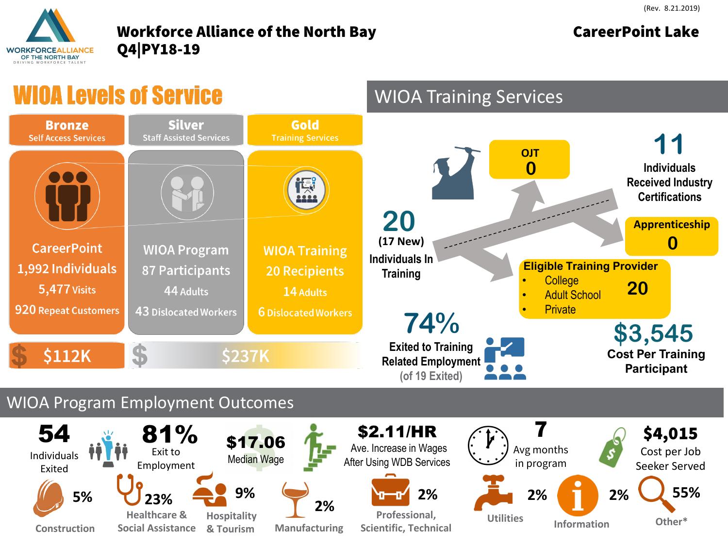(Rev. 8.21.2019)

# Workforce Alliance of the North Bay
# Q4|PY18-19

**CareerPoint Lake**

WORKFORCE ALLIANCE OF THE NORTH BAY
DRIVING WORKFORCE TALENT

## WIOA Levels of Service

| Bronze<br>Self Access Services | Silver<br>Staff Assisted Services | Gold<br>Training Services |
|---|---|---|
| CareerPoint<br>1,992 Individuals<br>5,477 Visits<br>920 Repeat Customers | WIOA Program<br>87 Participants<br>44 Adults<br>43 Dislocated Workers | WIOA Training<br>20 Recipients<br>14 Adults<br>6 Dislocated Workers |
| $112K | $237K | |

## WIOA Training Services

**20** (17 New) Individuals In Training

**OJT** 0

**11** Individuals Received Industry Certifications

**Apprenticeship** 0

**Eligible Training Provider** 20
- College
- Adult School
- Private

**74%** Exited to Training Related Employment (of 19 Exited)

**$3,545** Cost Per Training Participant

## WIOA Program Employment Outcomes

**54** Individuals Exited

**81%** Exit to Employment

**$17.06** Median Wage

**$2.11/HR** Ave. Increase in Wages After Using WDB Services

**7** Avg months in program

**$4,015** Cost per Job Seeker Served

| Industry | % |
|---|---|
| Construction | 5% |
| Healthcare & Social Assistance | 23% |
| Hospitality & Tourism | 9% |
| Manufacturing | 2% |
| Professional, Scientific, Technical | 2% |
| Utilities | 2% |
| Information | 2% |
| Other* | 55% |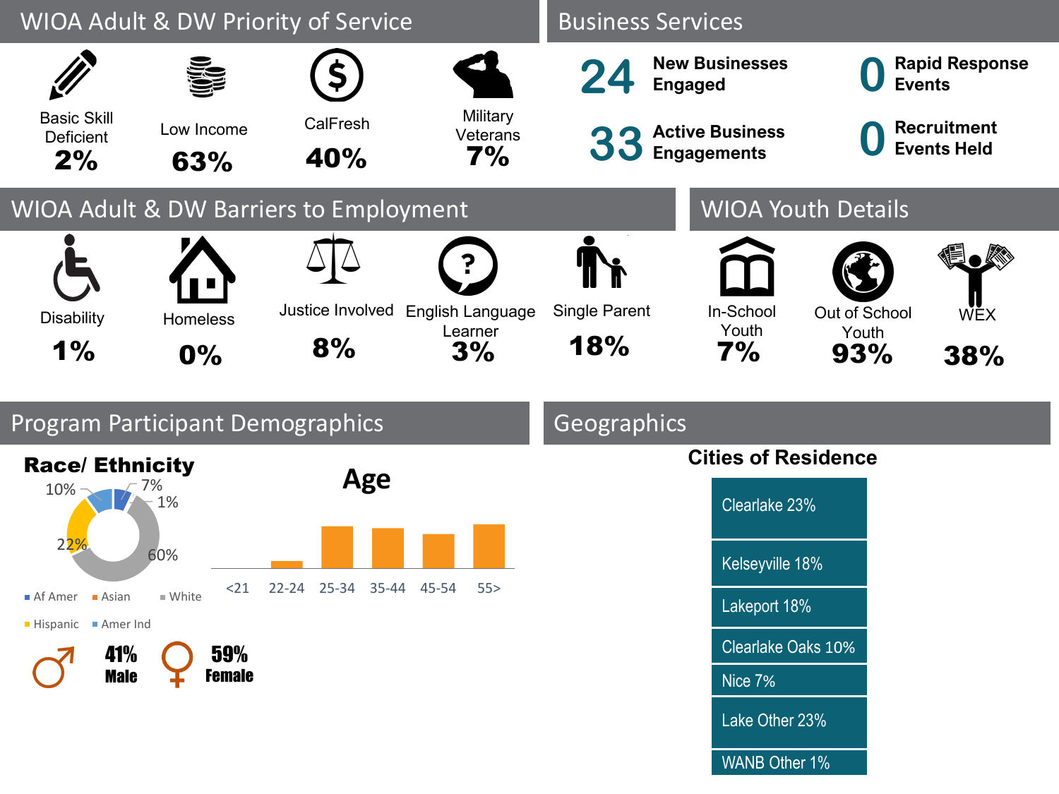## WIOA Adult & DW Priority of Service

Basic Skill Deficient
**2%**

Low Income
**63%**

CalFresh
**40%**

Military Veterans
**7%**

## Business Services

**24** New Businesses Engaged

**33** Active Business Engagements

**0** Rapid Response Events

**0** Recruitment Events Held

## WIOA Adult & DW Barriers to Employment

Disability
**1%**

Homeless
**0%**

Justice Involved
**8%**

English Language Learner
**3%**

Single Parent
**18%**

## WIOA Youth Details

In-School Youth
**7%**

Out of School Youth
**93%**

WEX
**38%**

## Program Participant Demographics

### Race/ Ethnicity

10%
7%
1%
22%
60%

Af Amer
Asian
White
Hispanic
Amer Ind

### Age

<21
22-24
25-34
35-44
45-54
55>

**41% Male**

**59% Female**

## Geographics

### Cities of Residence

Clearlake 23%

Kelseyville 18%

Lakeport 18%

Clearlake Oaks 10%

Nice 7%

Lake Other 23%

WANB Other 1%